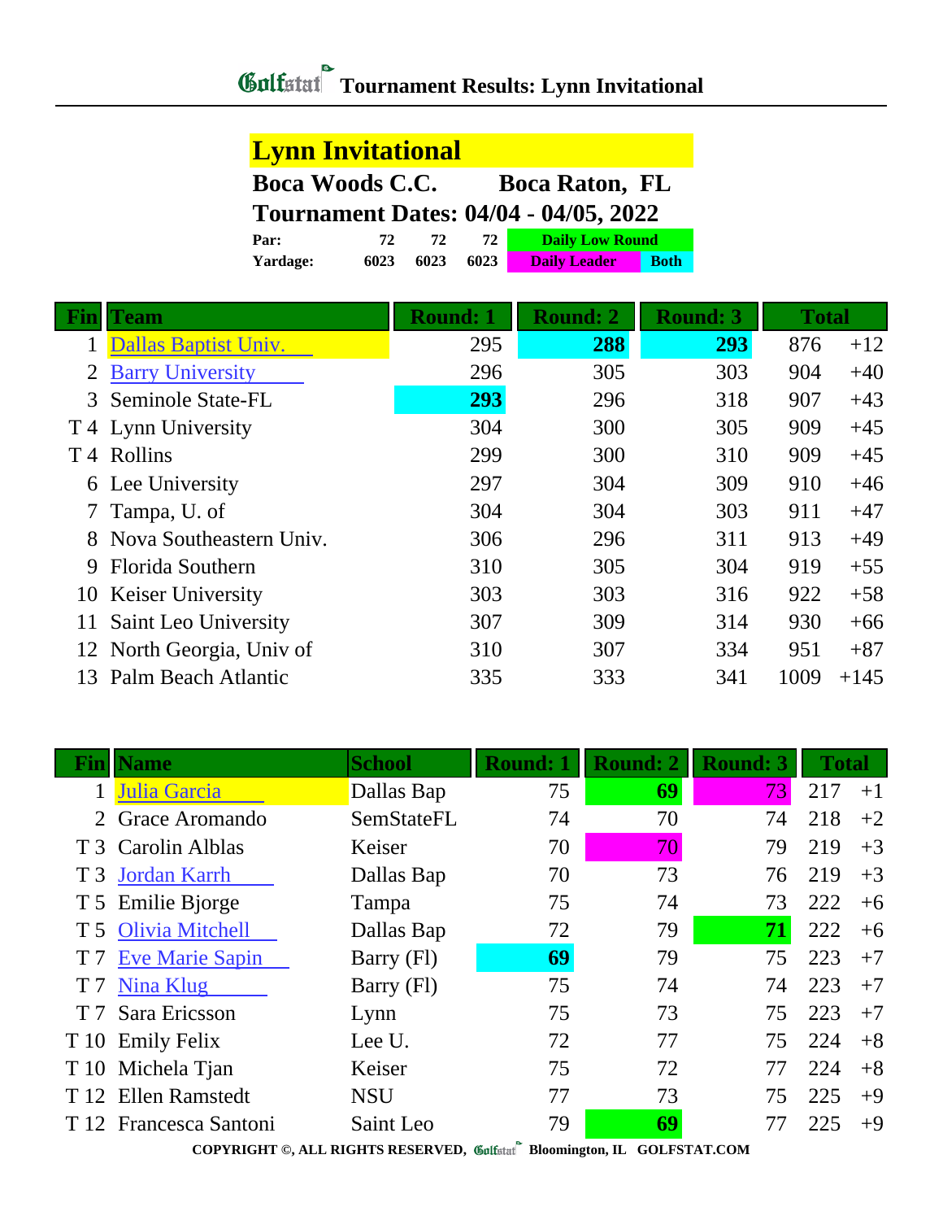# Tournament Results: Lynn Invitational

## Lynn Invitational

**Boca Woods C.C. — Boca Raton, FL**

**Tournament Dates: 04/04 - 04/05, 2022**

| | | | | |
|---|---|---|---|---|
| **Par:** | 72 | 72 | 72 | Daily Low Round |
| **Yardage:** | 6023 | 6023 | 6023 | Daily Leader / Both |

| Fin | Team | Round: 1 | Round: 2 | Round: 3 | Total | |
|---|---|---|---|---|---|---|
| 1 | Dallas Baptist Univ. | 295 | **288** | **293** | 876 | +12 |
| 2 | Barry University | 296 | 305 | 303 | 904 | +40 |
| 3 | Seminole State-FL | **293** | 296 | 318 | 907 | +43 |
| T 4 | Lynn University | 304 | 300 | 305 | 909 | +45 |
| T 4 | Rollins | 299 | 300 | 310 | 909 | +45 |
| 6 | Lee University | 297 | 304 | 309 | 910 | +46 |
| 7 | Tampa, U. of | 304 | 304 | 303 | 911 | +47 |
| 8 | Nova Southeastern Univ. | 306 | 296 | 311 | 913 | +49 |
| 9 | Florida Southern | 310 | 305 | 304 | 919 | +55 |
| 10 | Keiser University | 303 | 303 | 316 | 922 | +58 |
| 11 | Saint Leo University | 307 | 309 | 314 | 930 | +66 |
| 12 | North Georgia, Univ of | 310 | 307 | 334 | 951 | +87 |
| 13 | Palm Beach Atlantic | 335 | 333 | 341 | 1009 | +145 |

| Fin | Name | School | Round: 1 | Round: 2 | Round: 3 | Total | |
|---|---|---|---|---|---|---|---|
| 1 | Julia Garcia | Dallas Bap | 75 | **69** | 73 | 217 | +1 |
| 2 | Grace Aromando | SemStateFL | 74 | 70 | 74 | 218 | +2 |
| T 3 | Carolin Alblas | Keiser | 70 | 70 | 79 | 219 | +3 |
| T 3 | Jordan Karrh | Dallas Bap | 70 | 73 | 76 | 219 | +3 |
| T 5 | Emilie Bjorge | Tampa | 75 | 74 | 73 | 222 | +6 |
| T 5 | Olivia Mitchell | Dallas Bap | 72 | 79 | **71** | 222 | +6 |
| T 7 | Eve Marie Sapin | Barry (Fl) | **69** | 79 | 75 | 223 | +7 |
| T 7 | Nina Klug | Barry (Fl) | 75 | 74 | 74 | 223 | +7 |
| T 7 | Sara Ericsson | Lynn | 75 | 73 | 75 | 223 | +7 |
| T 10 | Emily Felix | Lee U. | 72 | 77 | 75 | 224 | +8 |
| T 10 | Michela Tjan | Keiser | 75 | 72 | 77 | 224 | +8 |
| T 12 | Ellen Ramstedt | NSU | 77 | 73 | 75 | 225 | +9 |
| T 12 | Francesca Santoni | Saint Leo | 79 | **69** | 77 | 225 | +9 |

COPYRIGHT ©, ALL RIGHTS RESERVED, Golfstat Bloomington, IL GOLFSTAT.COM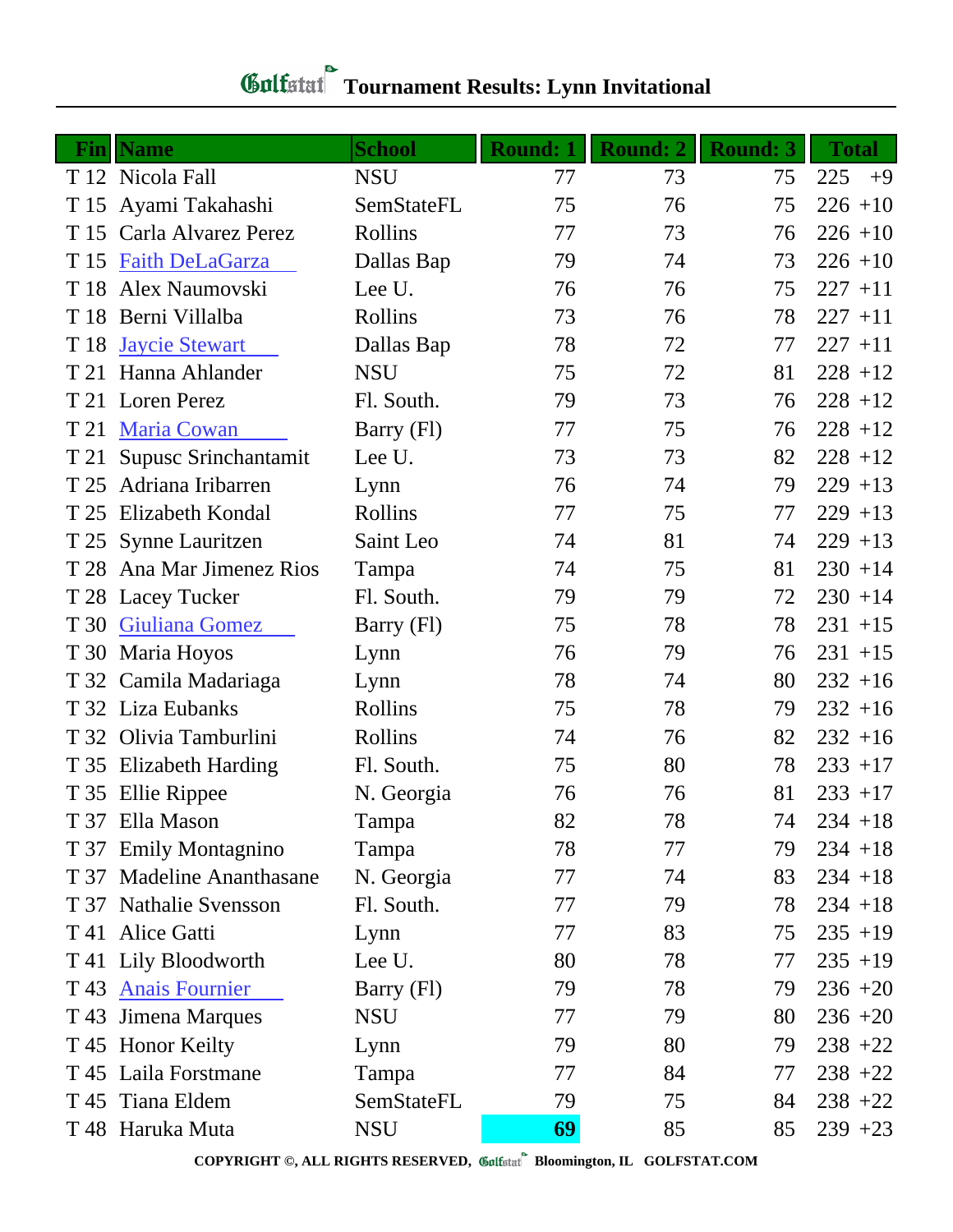# Tournament Results: Lynn Invitational

| Fin | Name | School | Round: 1 | Round: 2 | Round: 3 | Total | |
|---|---|---|---|---|---|---|---|
| T 12 | Nicola Fall | NSU | 77 | 73 | 75 | 225 | +9 |
| T 15 | Ayami Takahashi | SemStateFL | 75 | 76 | 75 | 226 | +10 |
| T 15 | Carla Alvarez Perez | Rollins | 77 | 73 | 76 | 226 | +10 |
| T 15 | Faith DeLaGarza | Dallas Bap | 79 | 74 | 73 | 226 | +10 |
| T 18 | Alex Naumovski | Lee U. | 76 | 76 | 75 | 227 | +11 |
| T 18 | Berni Villalba | Rollins | 73 | 76 | 78 | 227 | +11 |
| T 18 | Jaycie Stewart | Dallas Bap | 78 | 72 | 77 | 227 | +11 |
| T 21 | Hanna Ahlander | NSU | 75 | 72 | 81 | 228 | +12 |
| T 21 | Loren Perez | Fl. South. | 79 | 73 | 76 | 228 | +12 |
| T 21 | Maria Cowan | Barry (Fl) | 77 | 75 | 76 | 228 | +12 |
| T 21 | Supusc Srinchantamit | Lee U. | 73 | 73 | 82 | 228 | +12 |
| T 25 | Adriana Iribarren | Lynn | 76 | 74 | 79 | 229 | +13 |
| T 25 | Elizabeth Kondal | Rollins | 77 | 75 | 77 | 229 | +13 |
| T 25 | Synne Lauritzen | Saint Leo | 74 | 81 | 74 | 229 | +13 |
| T 28 | Ana Mar Jimenez Rios | Tampa | 74 | 75 | 81 | 230 | +14 |
| T 28 | Lacey Tucker | Fl. South. | 79 | 79 | 72 | 230 | +14 |
| T 30 | Giuliana Gomez | Barry (Fl) | 75 | 78 | 78 | 231 | +15 |
| T 30 | Maria Hoyos | Lynn | 76 | 79 | 76 | 231 | +15 |
| T 32 | Camila Madariaga | Lynn | 78 | 74 | 80 | 232 | +16 |
| T 32 | Liza Eubanks | Rollins | 75 | 78 | 79 | 232 | +16 |
| T 32 | Olivia Tamburlini | Rollins | 74 | 76 | 82 | 232 | +16 |
| T 35 | Elizabeth Harding | Fl. South. | 75 | 80 | 78 | 233 | +17 |
| T 35 | Ellie Rippee | N. Georgia | 76 | 76 | 81 | 233 | +17 |
| T 37 | Ella Mason | Tampa | 82 | 78 | 74 | 234 | +18 |
| T 37 | Emily Montagnino | Tampa | 78 | 77 | 79 | 234 | +18 |
| T 37 | Madeline Ananthasane | N. Georgia | 77 | 74 | 83 | 234 | +18 |
| T 37 | Nathalie Svensson | Fl. South. | 77 | 79 | 78 | 234 | +18 |
| T 41 | Alice Gatti | Lynn | 77 | 83 | 75 | 235 | +19 |
| T 41 | Lily Bloodworth | Lee U. | 80 | 78 | 77 | 235 | +19 |
| T 43 | Anais Fournier | Barry (Fl) | 79 | 78 | 79 | 236 | +20 |
| T 43 | Jimena Marques | NSU | 77 | 79 | 80 | 236 | +20 |
| T 45 | Honor Keilty | Lynn | 79 | 80 | 79 | 238 | +22 |
| T 45 | Laila Forstmane | Tampa | 77 | 84 | 77 | 238 | +22 |
| T 45 | Tiana Eldem | SemStateFL | 79 | 75 | 84 | 238 | +22 |
| T 48 | Haruka Muta | NSU | **69** | 85 | 85 | 239 | +23 |

COPYRIGHT ©, ALL RIGHTS RESERVED, Golfstat Bloomington, IL GOLFSTAT.COM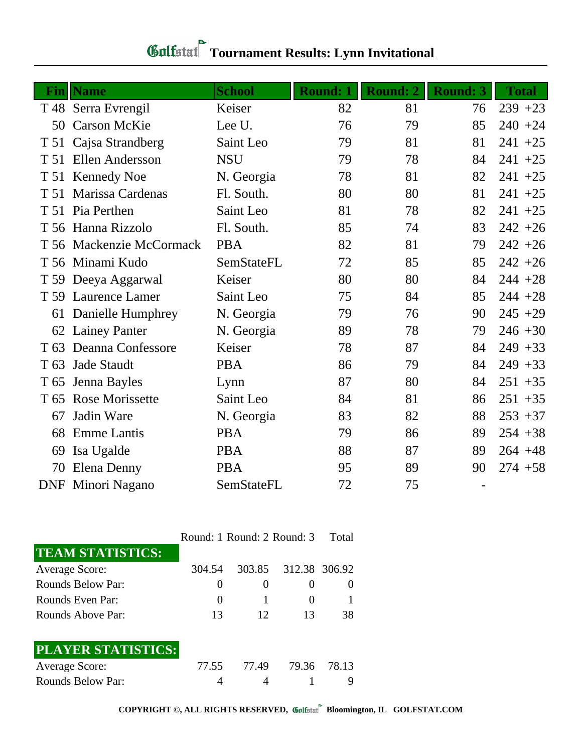# Golfstat Tournament Results: Lynn Invitational

| Fin | Name | School | Round: 1 | Round: 2 | Round: 3 | Total | |
|---|---|---|---|---|---|---|---|
| T 48 | Serra Evrengil | Keiser | 82 | 81 | 76 | 239 | +23 |
| 50 | Carson McKie | Lee U. | 76 | 79 | 85 | 240 | +24 |
| T 51 | Cajsa Strandberg | Saint Leo | 79 | 81 | 81 | 241 | +25 |
| T 51 | Ellen Andersson | NSU | 79 | 78 | 84 | 241 | +25 |
| T 51 | Kennedy Noe | N. Georgia | 78 | 81 | 82 | 241 | +25 |
| T 51 | Marissa Cardenas | Fl. South. | 80 | 80 | 81 | 241 | +25 |
| T 51 | Pia Perthen | Saint Leo | 81 | 78 | 82 | 241 | +25 |
| T 56 | Hanna Rizzolo | Fl. South. | 85 | 74 | 83 | 242 | +26 |
| T 56 | Mackenzie McCormack | PBA | 82 | 81 | 79 | 242 | +26 |
| T 56 | Minami Kudo | SemStateFL | 72 | 85 | 85 | 242 | +26 |
| T 59 | Deeya Aggarwal | Keiser | 80 | 80 | 84 | 244 | +28 |
| T 59 | Laurence Lamer | Saint Leo | 75 | 84 | 85 | 244 | +28 |
| 61 | Danielle Humphrey | N. Georgia | 79 | 76 | 90 | 245 | +29 |
| 62 | Lainey Panter | N. Georgia | 89 | 78 | 79 | 246 | +30 |
| T 63 | Deanna Confessore | Keiser | 78 | 87 | 84 | 249 | +33 |
| T 63 | Jade Staudt | PBA | 86 | 79 | 84 | 249 | +33 |
| T 65 | Jenna Bayles | Lynn | 87 | 80 | 84 | 251 | +35 |
| T 65 | Rose Morissette | Saint Leo | 84 | 81 | 86 | 251 | +35 |
| 67 | Jadin Ware | N. Georgia | 83 | 82 | 88 | 253 | +37 |
| 68 | Emme Lantis | PBA | 79 | 86 | 89 | 254 | +38 |
| 69 | Isa Ugalde | PBA | 88 | 87 | 89 | 264 | +48 |
| 70 | Elena Denny | PBA | 95 | 89 | 90 | 274 | +58 |
| DNF | Minori Nagano | SemStateFL | 72 | 75 | - | | |

| TEAM STATISTICS: | Round: 1 | Round: 2 | Round: 3 | Total |
|---|---|---|---|---|
| Average Score: | 304.54 | 303.85 | 312.38 | 306.92 |
| Rounds Below Par: | 0 | 0 | 0 | 0 |
| Rounds Even Par: | 0 | 1 | 0 | 1 |
| Rounds Above Par: | 13 | 12 | 13 | 38 |

| PLAYER STATISTICS: | Round: 1 | Round: 2 | Round: 3 | Total |
|---|---|---|---|---|
| Average Score: | 77.55 | 77.49 | 79.36 | 78.13 |
| Rounds Below Par: | 4 | 4 | 1 | 9 |

COPYRIGHT ©, ALL RIGHTS RESERVED, Golfstat Bloomington, IL GOLFSTAT.COM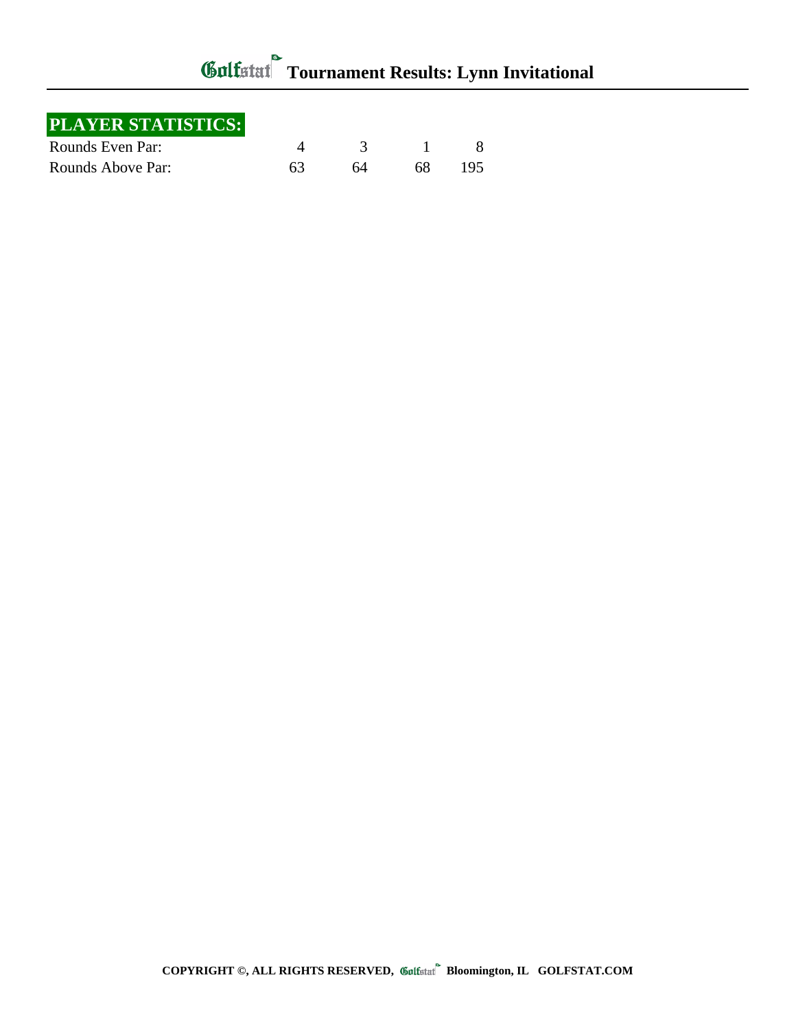## PLAYER STATISTICS:

| | | | | |
|---|---|---|---|---|
| Rounds Even Par: | 4 | 3 | 1 | 8 |
| Rounds Above Par: | 63 | 64 | 68 | 195 |